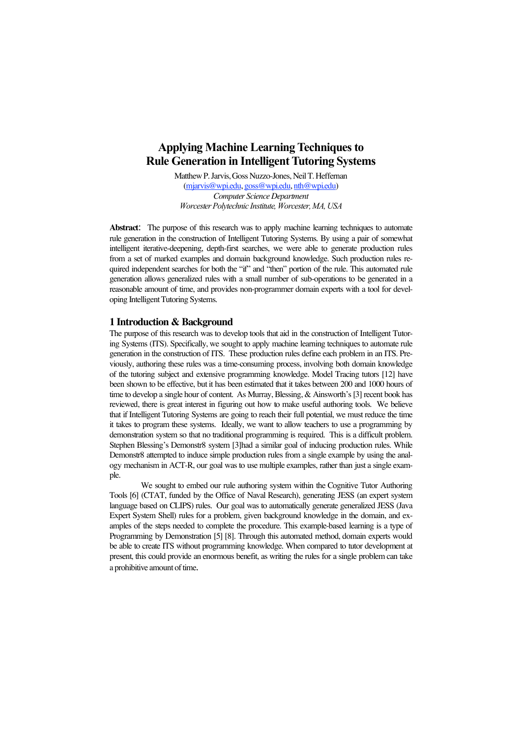# Applying Machine Learning Techniques to Rule Generation in Intelligent Tutoring Systems

Matthew P. Jarvis, Goss Nuzzo-Jones, Neil T. Heffernan
(mjarvis@wpi.edu, goss@wpi.edu, nth@wpi.edu)
*Computer Science Department*
*Worcester Polytechnic Institute, Worcester, MA, USA*

**Abstract**: The purpose of this research was to apply machine learning techniques to automate rule generation in the construction of Intelligent Tutoring Systems. By using a pair of somewhat intelligent iterative-deepening, depth-first searches, we were able to generate production rules from a set of marked examples and domain background knowledge. Such production rules required independent searches for both the "if" and "then" portion of the rule. This automated rule generation allows generalized rules with a small number of sub-operations to be generated in a reasonable amount of time, and provides non-programmer domain experts with a tool for developing Intelligent Tutoring Systems.

## 1 Introduction & Background

The purpose of this research was to develop tools that aid in the construction of Intelligent Tutoring Systems (ITS). Specifically, we sought to apply machine learning techniques to automate rule generation in the construction of ITS. These production rules define each problem in an ITS. Previously, authoring these rules was a time-consuming process, involving both domain knowledge of the tutoring subject and extensive programming knowledge. Model Tracing tutors [12] have been shown to be effective, but it has been estimated that it takes between 200 and 1000 hours of time to develop a single hour of content. As Murray, Blessing, & Ainsworth's [3] recent book has reviewed, there is great interest in figuring out how to make useful authoring tools. We believe that if Intelligent Tutoring Systems are going to reach their full potential, we must reduce the time it takes to program these systems. Ideally, we want to allow teachers to use a programming by demonstration system so that no traditional programming is required. This is a difficult problem. Stephen Blessing's Demonstr8 system [3]had a similar goal of inducing production rules. While Demonstr8 attempted to induce simple production rules from a single example by using the analogy mechanism in ACT-R, our goal was to use multiple examples, rather than just a single example.

We sought to embed our rule authoring system within the Cognitive Tutor Authoring Tools [6] (CTAT, funded by the Office of Naval Research), generating JESS (an expert system language based on CLIPS) rules. Our goal was to automatically generate generalized JESS (Java Expert System Shell) rules for a problem, given background knowledge in the domain, and examples of the steps needed to complete the procedure. This example-based learning is a type of Programming by Demonstration [5] [8]. Through this automated method, domain experts would be able to create ITS without programming knowledge. When compared to tutor development at present, this could provide an enormous benefit, as writing the rules for a single problem can take a prohibitive amount of time.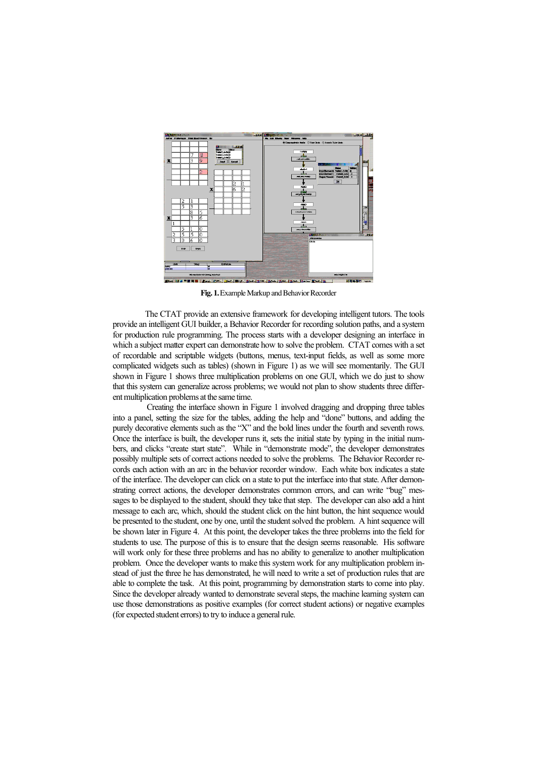**Fig. 1.** Example Markup and Behavior Recorder

The CTAT provide an extensive framework for developing intelligent tutors. The tools provide an intelligent GUI builder, a Behavior Recorder for recording solution paths, and a system for production rule programming. The process starts with a developer designing an interface in which a subject matter expert can demonstrate how to solve the problem. CTAT comes with a set of recordable and scriptable widgets (buttons, menus, text-input fields, as well as some more complicated widgets such as tables) (shown in Figure 1) as we will see momentarily. The GUI shown in Figure 1 shows three multiplication problems on one GUI, which we do just to show that this system can generalize across problems; we would not plan to show students three different multiplication problems at the same time.

Creating the interface shown in Figure 1 involved dragging and dropping three tables into a panel, setting the size for the tables, adding the help and "done" buttons, and adding the purely decorative elements such as the "X" and the bold lines under the fourth and seventh rows. Once the interface is built, the developer runs it, sets the initial state by typing in the initial numbers, and clicks "create start state". While in "demonstrate mode", the developer demonstrates possibly multiple sets of correct actions needed to solve the problems. The Behavior Recorder records each action with an arc in the behavior recorder window. Each white box indicates a state of the interface. The developer can click on a state to put the interface into that state. After demonstrating correct actions, the developer demonstrates common errors, and can write "bug" messages to be displayed to the student, should they take that step. The developer can also add a hint message to each arc, which, should the student click on the hint button, the hint sequence would be presented to the student, one by one, until the student solved the problem. A hint sequence will be shown later in Figure 4. At this point, the developer takes the three problems into the field for students to use. The purpose of this is to ensure that the design seems reasonable. His software will work only for these three problems and has no ability to generalize to another multiplication problem. Once the developer wants to make this system work for any multiplication problem instead of just the three he has demonstrated, he will need to write a set of production rules that are able to complete the task. At this point, programming by demonstration starts to come into play. Since the developer already wanted to demonstrate several steps, the machine learning system can use those demonstrations as positive examples (for correct student actions) or negative examples (for expected student errors) to try to induce a general rule.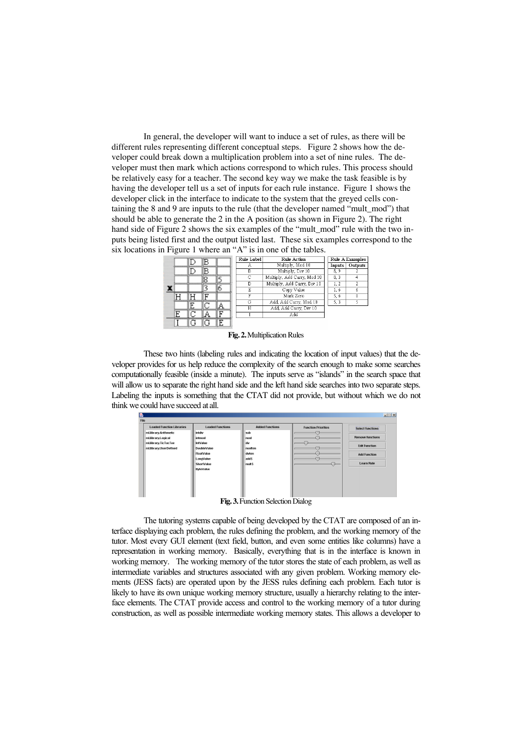In general, the developer will want to induce a set of rules, as there will be different rules representing different conceptual steps. Figure 2 shows how the developer could break down a multiplication problem into a set of nine rules. The developer must then mark which actions correspond to which rules. This process should be relatively easy for a teacher. The second key way we make the task feasible is by having the developer tell us a set of inputs for each rule instance. Figure 1 shows the developer click in the interface to indicate to the system that the greyed cells containing the 8 and 9 are inputs to the rule (that the developer named "mult_mod") that should be able to generate the 2 in the A position (as shown in Figure 2). The right hand side of Figure 2 shows the six examples of the "mult_mod" rule with the two inputs being listed first and the output listed last. These six examples correspond to the six locations in Figure 1 where an "A" is in one of the tables.

| | | | | |
|---|---|---|---|---|
| | | D | B | |
| | | D | B | |
| | | | 8 | 5 |
| x | | | 3 | 6 |
| | H | H | F | |
| | | E | C | A |
| | E | C | A | F |
| | I | G | G | E |

| Rule Label | Rule Action |
|---|---|
| A | Multiply, Mod 10 |
| B | Multiply, Div 10 |
| C | Multiply, Add Carry, Mod 10 |
| D | Multiply, Add Carry, Div 10 |
| E | Copy Value |
| F | Mark Zero |
| G | Add, Add Carry, Mod 10 |
| H | Add, Add Carry, Div 10 |
| I | Add |

| Rule A Examples | |
|---|---|
| Inputs | Outputs |
| 8, 9 | 2 |
| 8, 3 | 4 |
| 1, 2 | 2 |
| 1, 6 | 6 |
| 5, 6 | 0 |
| 5, 3 | 5 |

**Fig. 2.** Multiplication Rules

These two hints (labeling rules and indicating the location of input values) that the developer provides for us help reduce the complexity of the search enough to make some searches computationally feasible (inside a minute). The inputs serve as "islands" in the search space that will allow us to separate the right hand side and the left hand side searches into two separate steps. Labeling the inputs is something that the CTAT did not provide, but without which we do not think we could have succeed at all.

**Fig. 3.** Function Selection Dialog

The tutoring systems capable of being developed by the CTAT are composed of an interface displaying each problem, the rules defining the problem, and the working memory of the tutor. Most every GUI element (text field, button, and even some entities like columns) have a representation in working memory. Basically, everything that is in the interface is known in working memory. The working memory of the tutor stores the state of each problem, as well as intermediate variables and structures associated with any given problem. Working memory elements (JESS facts) are operated upon by the JESS rules defining each problem. Each tutor is likely to have its own unique working memory structure, usually a hierarchy relating to the interface elements. The CTAT provide access and control to the working memory of a tutor during construction, as well as possible intermediate working memory states. This allows a developer to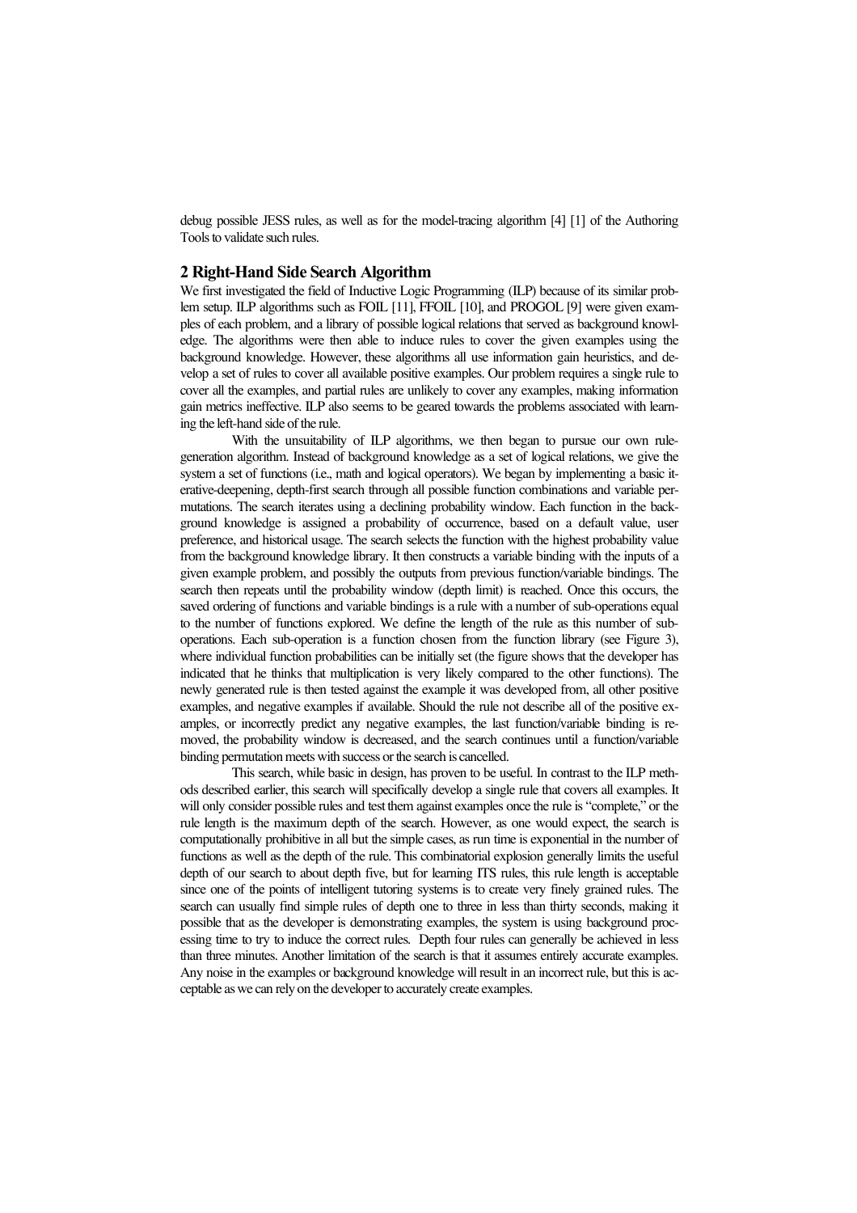debug possible JESS rules, as well as for the model-tracing algorithm [4] [1] of the Authoring Tools to validate such rules.

## 2 Right-Hand Side Search Algorithm

We first investigated the field of Inductive Logic Programming (ILP) because of its similar problem setup. ILP algorithms such as FOIL [11], FFOIL [10], and PROGOL [9] were given examples of each problem, and a library of possible logical relations that served as background knowledge. The algorithms were then able to induce rules to cover the given examples using the background knowledge. However, these algorithms all use information gain heuristics, and develop a set of rules to cover all available positive examples. Our problem requires a single rule to cover all the examples, and partial rules are unlikely to cover any examples, making information gain metrics ineffective. ILP also seems to be geared towards the problems associated with learning the left-hand side of the rule.

With the unsuitability of ILP algorithms, we then began to pursue our own rule-generation algorithm. Instead of background knowledge as a set of logical relations, we give the system a set of functions (i.e., math and logical operators). We began by implementing a basic iterative-deepening, depth-first search through all possible function combinations and variable permutations. The search iterates using a declining probability window. Each function in the background knowledge is assigned a probability of occurrence, based on a default value, user preference, and historical usage. The search selects the function with the highest probability value from the background knowledge library. It then constructs a variable binding with the inputs of a given example problem, and possibly the outputs from previous function/variable bindings. The search then repeats until the probability window (depth limit) is reached. Once this occurs, the saved ordering of functions and variable bindings is a rule with a number of sub-operations equal to the number of functions explored. We define the length of the rule as this number of sub-operations. Each sub-operation is a function chosen from the function library (see Figure 3), where individual function probabilities can be initially set (the figure shows that the developer has indicated that he thinks that multiplication is very likely compared to the other functions). The newly generated rule is then tested against the example it was developed from, all other positive examples, and negative examples if available. Should the rule not describe all of the positive examples, or incorrectly predict any negative examples, the last function/variable binding is removed, the probability window is decreased, and the search continues until a function/variable binding permutation meets with success or the search is cancelled.

This search, while basic in design, has proven to be useful. In contrast to the ILP methods described earlier, this search will specifically develop a single rule that covers all examples. It will only consider possible rules and test them against examples once the rule is "complete," or the rule length is the maximum depth of the search. However, as one would expect, the search is computationally prohibitive in all but the simple cases, as run time is exponential in the number of functions as well as the depth of the rule. This combinatorial explosion generally limits the useful depth of our search to about depth five, but for learning ITS rules, this rule length is acceptable since one of the points of intelligent tutoring systems is to create very finely grained rules. The search can usually find simple rules of depth one to three in less than thirty seconds, making it possible that as the developer is demonstrating examples, the system is using background processing time to try to induce the correct rules. Depth four rules can generally be achieved in less than three minutes. Another limitation of the search is that it assumes entirely accurate examples. Any noise in the examples or background knowledge will result in an incorrect rule, but this is acceptable as we can rely on the developer to accurately create examples.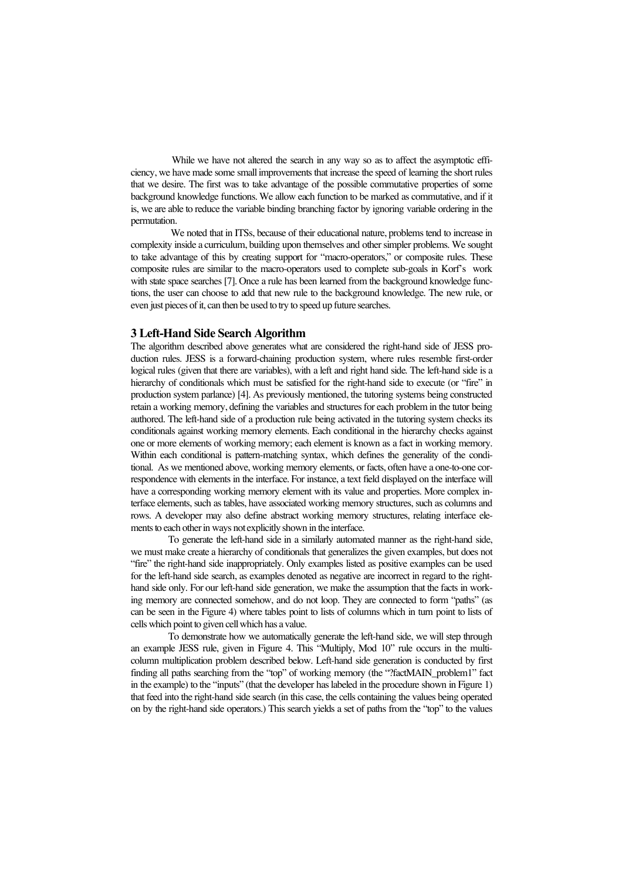While we have not altered the search in any way so as to affect the asymptotic efficiency, we have made some small improvements that increase the speed of learning the short rules that we desire. The first was to take advantage of the possible commutative properties of some background knowledge functions. We allow each function to be marked as commutative, and if it is, we are able to reduce the variable binding branching factor by ignoring variable ordering in the permutation.

We noted that in ITSs, because of their educational nature, problems tend to increase in complexity inside a curriculum, building upon themselves and other simpler problems. We sought to take advantage of this by creating support for "macro-operators," or composite rules. These composite rules are similar to the macro-operators used to complete sub-goals in Korf's work with state space searches [7]. Once a rule has been learned from the background knowledge functions, the user can choose to add that new rule to the background knowledge. The new rule, or even just pieces of it, can then be used to try to speed up future searches.

## 3 Left-Hand Side Search Algorithm

The algorithm described above generates what are considered the right-hand side of JESS production rules. JESS is a forward-chaining production system, where rules resemble first-order logical rules (given that there are variables), with a left and right hand side. The left-hand side is a hierarchy of conditionals which must be satisfied for the right-hand side to execute (or "fire" in production system parlance) [4]. As previously mentioned, the tutoring systems being constructed retain a working memory, defining the variables and structures for each problem in the tutor being authored. The left-hand side of a production rule being activated in the tutoring system checks its conditionals against working memory elements. Each conditional in the hierarchy checks against one or more elements of working memory; each element is known as a fact in working memory. Within each conditional is pattern-matching syntax, which defines the generality of the conditional. As we mentioned above, working memory elements, or facts, often have a one-to-one correspondence with elements in the interface. For instance, a text field displayed on the interface will have a corresponding working memory element with its value and properties. More complex interface elements, such as tables, have associated working memory structures, such as columns and rows. A developer may also define abstract working memory structures, relating interface elements to each other in ways not explicitly shown in the interface.

To generate the left-hand side in a similarly automated manner as the right-hand side, we must make create a hierarchy of conditionals that generalizes the given examples, but does not "fire" the right-hand side inappropriately. Only examples listed as positive examples can be used for the left-hand side search, as examples denoted as negative are incorrect in regard to the right-hand side only. For our left-hand side generation, we make the assumption that the facts in working memory are connected somehow, and do not loop. They are connected to form "paths" (as can be seen in the Figure 4) where tables point to lists of columns which in turn point to lists of cells which point to given cell which has a value.

To demonstrate how we automatically generate the left-hand side, we will step through an example JESS rule, given in Figure 4. This "Multiply, Mod 10" rule occurs in the multi-column multiplication problem described below. Left-hand side generation is conducted by first finding all paths searching from the "top" of working memory (the "?factMAIN_problem1" fact in the example) to the "inputs" (that the developer has labeled in the procedure shown in Figure 1) that feed into the right-hand side search (in this case, the cells containing the values being operated on by the right-hand side operators.) This search yields a set of paths from the "top" to the values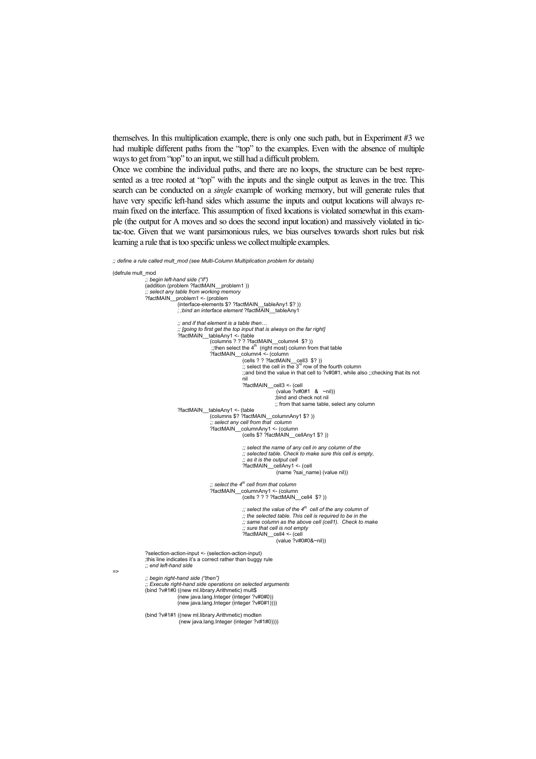themselves. In this multiplication example, there is only one such path, but in Experiment #3 we had multiple different paths from the "top" to the examples. Even with the absence of multiple ways to get from "top" to an input, we still had a difficult problem.

Once we combine the individual paths, and there are no loops, the structure can be best represented as a tree rooted at "top" with the inputs and the single output as leaves in the tree. This search can be conducted on a *single* example of working memory, but will generate rules that have very specific left-hand sides which assume the inputs and output locations will always remain fixed on the interface. This assumption of fixed locations is violated somewhat in this example (the output for A moves and so does the second input location) and massively violated in tic-tac-toe. Given that we want parsimonious rules, we bias ourselves towards short rules but risk learning a rule that is too specific unless we collect multiple examples.

*;; define a rule called mult_mod (see Multi-Column Multiplication problem for details)*

```
(defrule mult_mod
        ;; begin left-hand side ("if")
        (addition (problem ?factMAIN__problem1 ))
        ;; select any table from working memory
        ?factMAIN__problem1 <- (problem
                (interface-elements $? ?factMAIN__tableAny1 $? ))
                ; ;bind an interface element ?factMAIN__tableAny1

                ;; and if that element is a table then…
                ;; [going to first get the top input that is always on the far right]
                ?factMAIN__tableAny1 <- (table
                        (columns ? ? ? ?factMAIN__column4 $? ))
                        ;;then select the 4th (right most) column from that table
                        ?factMAIN__column4 <- (column
                                (cells ? ? ?factMAIN__cell3 $? ))
                                ;; select the cell in the 3rd row of the fourth column
                                ;;and bind the value in that cell to ?v#0#1, while also ;;checking that its not
                                nil
                                ?factMAIN__cell3 <- (cell
                                        (value ?v#0#1 & ~nil))
                                        ;bind and check not nil
                                        ;; from that same table, select any column
                ?factMAIN__tableAny1 <- (table
                        (columns $? ?factMAIN__columnAny1 $? ))
                        ;; select any cell from that column
                        ?factMAIN__columnAny1 <- (column
                                (cells $? ?factMAIN__cellAny1 $? ))

                                ;; select the name of any cell in any column of the
                                ;; selected table. Check to make sure this cell is empty,
                                ;; as it is the output cell
                                ?factMAIN__cellAny1 <- (cell
                                        (name ?sai_name) (value nil))

                        ;; select the 4th cell from that column
                        ?factMAIN__columnAny1 <- (column
                                (cells ? ? ? ?factMAIN__cell4 $? ))

                                ;; select the value of the 4th cell of the any column of
                                ;; the selected table. This cell is required to be in the
                                ;; same column as the above cell (cell1). Check to make
                                ;; sure that cell is not empty
                                ?factMAIN__cell4 <- (cell
                                        (value ?v#0#0&~nil))

        ?selection-action-input <- (selection-action-input)
        ;this line indicates it's a correct rather than buggy rule
        ;; end left-hand side
=>
        ;; begin right-hand side ("then")
        ;; Execute right-hand side operations on selected arguments
        (bind ?v#1#0 ((new ml.library.Arithmetic) mult$
                (new java.lang.Integer (integer ?v#0#0))
                (new java.lang.Integer (integer ?v#0#1))))

        (bind ?v#1#1 ((new ml.library.Arithmetic) modten
                (new java.lang.Integer (integer ?v#1#0))))
```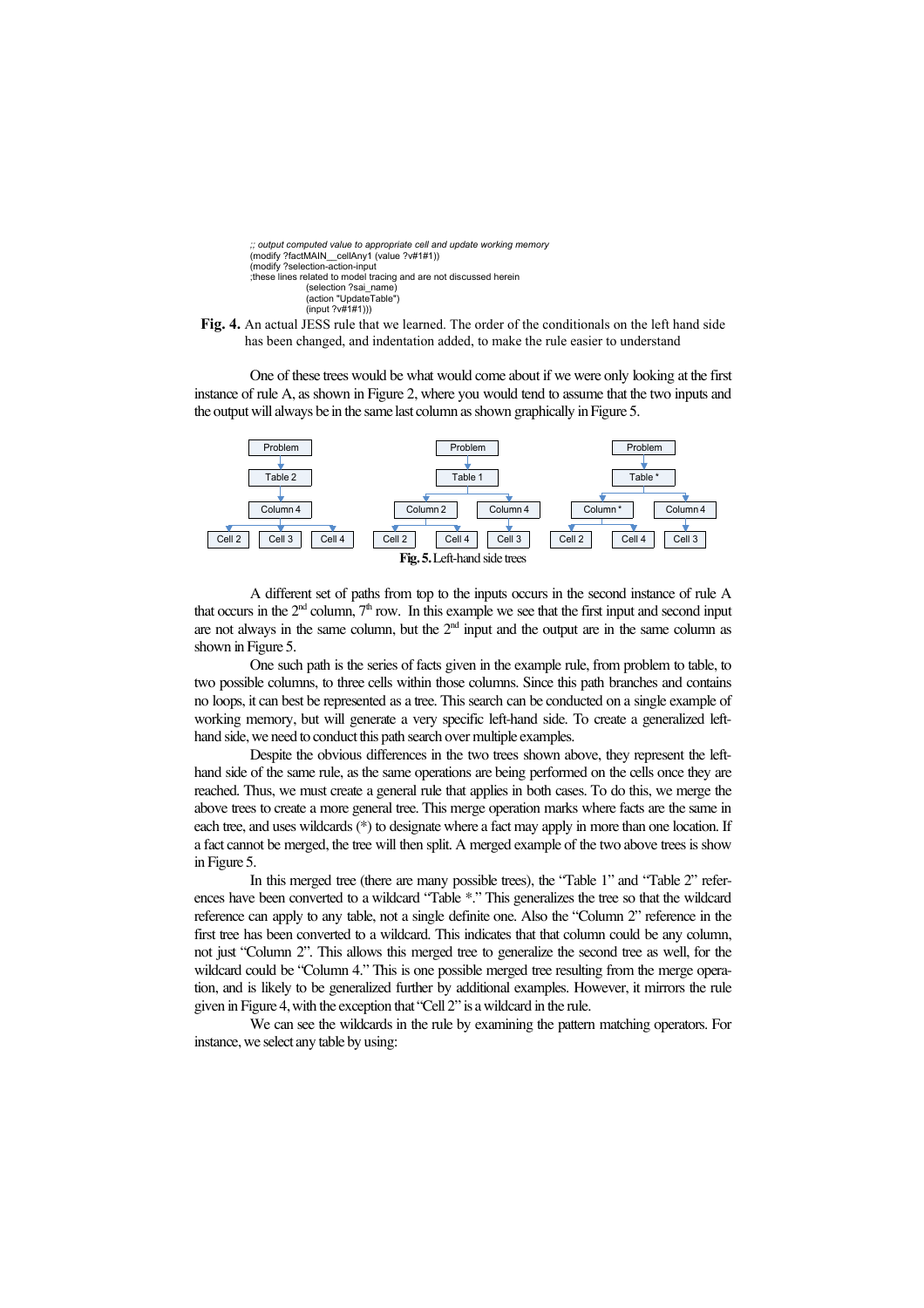```
;; output computed value to appropriate cell and update working memory
(modify ?factMAIN__cellAny1 (value ?v#1#1))
(modify ?selection-action-input
;these lines related to model tracing and are not discussed herein
        (selection ?sai_name)
        (action "UpdateTable")
        (input ?v#1#1)))
```

**Fig. 4.** An actual JESS rule that we learned. The order of the conditionals on the left hand side has been changed, and indentation added, to make the rule easier to understand

One of these trees would be what would come about if we were only looking at the first instance of rule A, as shown in Figure 2, where you would tend to assume that the two inputs and the output will always be in the same last column as shown graphically in Figure 5.

**Fig. 5.** Left-hand side trees

A different set of paths from top to the inputs occurs in the second instance of rule A that occurs in the 2nd column, 7th row. In this example we see that the first input and second input are not always in the same column, but the 2nd input and the output are in the same column as shown in Figure 5.

One such path is the series of facts given in the example rule, from problem to table, to two possible columns, to three cells within those columns. Since this path branches and contains no loops, it can best be represented as a tree. This search can be conducted on a single example of working memory, but will generate a very specific left-hand side. To create a generalized left-hand side, we need to conduct this path search over multiple examples.

Despite the obvious differences in the two trees shown above, they represent the left-hand side of the same rule, as the same operations are being performed on the cells once they are reached. Thus, we must create a general rule that applies in both cases. To do this, we merge the above trees to create a more general tree. This merge operation marks where facts are the same in each tree, and uses wildcards (*) to designate where a fact may apply in more than one location. If a fact cannot be merged, the tree will then split. A merged example of the two above trees is show in Figure 5.

In this merged tree (there are many possible trees), the "Table 1" and "Table 2" references have been converted to a wildcard "Table *." This generalizes the tree so that the wildcard reference can apply to any table, not a single definite one. Also the "Column 2" reference in the first tree has been converted to a wildcard. This indicates that that column could be any column, not just "Column 2". This allows this merged tree to generalize the second tree as well, for the wildcard could be "Column 4." This is one possible merged tree resulting from the merge operation, and is likely to be generalized further by additional examples. However, it mirrors the rule given in Figure 4, with the exception that "Cell 2" is a wildcard in the rule.

We can see the wildcards in the rule by examining the pattern matching operators. For instance, we select any table by using: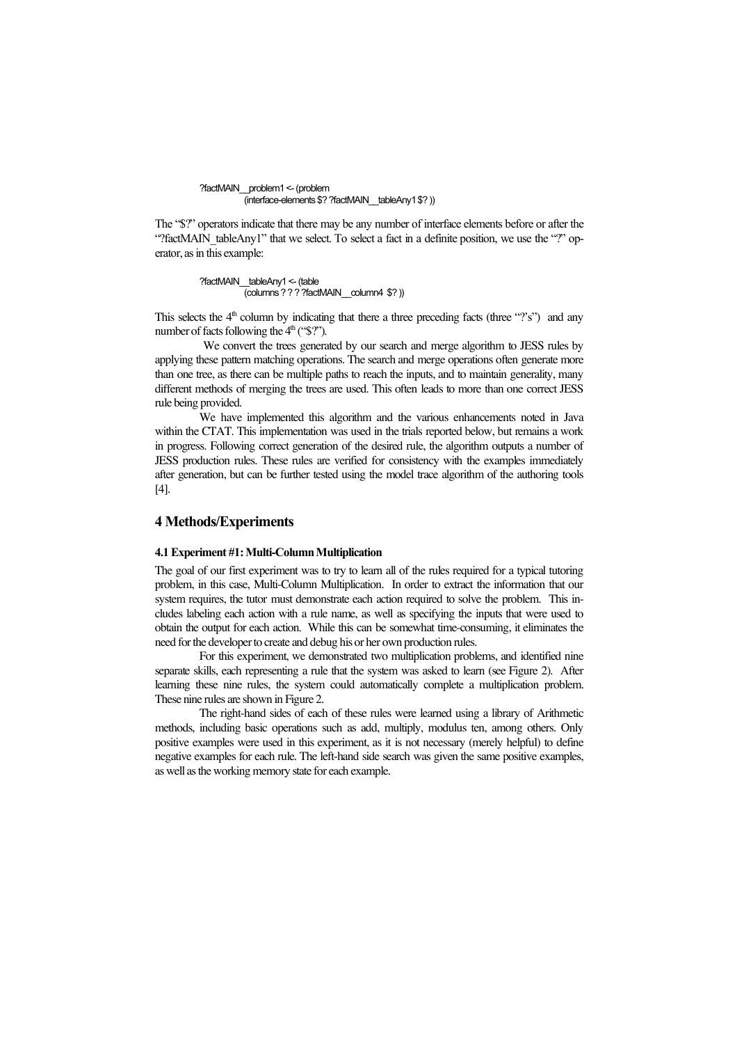```
?factMAIN__problem1 <- (problem
        (interface-elements $? ?factMAIN__tableAny1 $? ))
```

The "$?" operators indicate that there may be any number of interface elements before or after the "?factMAIN_tableAny1" that we select. To select a fact in a definite position, we use the "?" operator, as in this example:

```
?factMAIN__tableAny1 <- (table
        (columns ? ? ? ?factMAIN__column4 $? ))
```

This selects the 4th column by indicating that there a three preceding facts (three "?'s") and any number of facts following the 4th ("$?").

We convert the trees generated by our search and merge algorithm to JESS rules by applying these pattern matching operations. The search and merge operations often generate more than one tree, as there can be multiple paths to reach the inputs, and to maintain generality, many different methods of merging the trees are used. This often leads to more than one correct JESS rule being provided.

We have implemented this algorithm and the various enhancements noted in Java within the CTAT. This implementation was used in the trials reported below, but remains a work in progress. Following correct generation of the desired rule, the algorithm outputs a number of JESS production rules. These rules are verified for consistency with the examples immediately after generation, but can be further tested using the model trace algorithm of the authoring tools [4].

## 4 Methods/Experiments

### 4.1 Experiment #1: Multi-Column Multiplication

The goal of our first experiment was to try to learn all of the rules required for a typical tutoring problem, in this case, Multi-Column Multiplication. In order to extract the information that our system requires, the tutor must demonstrate each action required to solve the problem. This includes labeling each action with a rule name, as well as specifying the inputs that were used to obtain the output for each action. While this can be somewhat time-consuming, it eliminates the need for the developer to create and debug his or her own production rules.

For this experiment, we demonstrated two multiplication problems, and identified nine separate skills, each representing a rule that the system was asked to learn (see Figure 2). After learning these nine rules, the system could automatically complete a multiplication problem. These nine rules are shown in Figure 2.

The right-hand sides of each of these rules were learned using a library of Arithmetic methods, including basic operations such as add, multiply, modulus ten, among others. Only positive examples were used in this experiment, as it is not necessary (merely helpful) to define negative examples for each rule. The left-hand side search was given the same positive examples, as well as the working memory state for each example.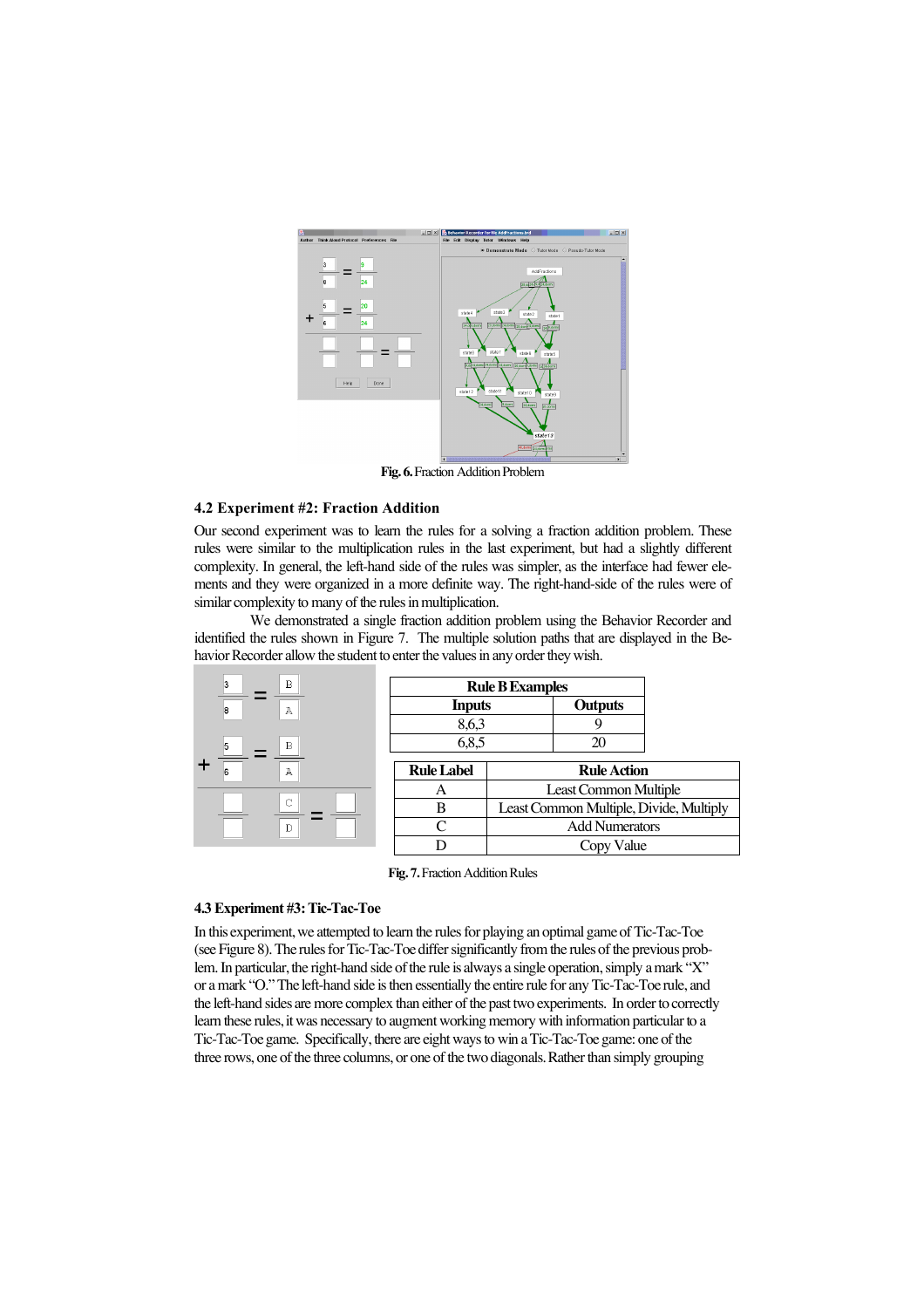**Fig. 6.** Fraction Addition Problem

### 4.2 Experiment #2: Fraction Addition

Our second experiment was to learn the rules for a solving a fraction addition problem. These rules were similar to the multiplication rules in the last experiment, but had a slightly different complexity. In general, the left-hand side of the rules was simpler, as the interface had fewer elements and they were organized in a more definite way. The right-hand-side of the rules were of similar complexity to many of the rules in multiplication.

We demonstrated a single fraction addition problem using the Behavior Recorder and identified the rules shown in Figure 7. The multiple solution paths that are displayed in the Behavior Recorder allow the student to enter the values in any order they wish.

| Rule B Examples | |
|---|---|
| **Inputs** | **Outputs** |
| 8,6,3 | 9 |
| 6,8,5 | 20 |

| Rule Label | Rule Action |
|---|---|
| A | Least Common Multiple |
| B | Least Common Multiple, Divide, Multiply |
| C | Add Numerators |
| D | Copy Value |

**Fig. 7.** Fraction Addition Rules

### 4.3 Experiment #3: Tic-Tac-Toe

In this experiment, we attempted to learn the rules for playing an optimal game of Tic-Tac-Toe (see Figure 8). The rules for Tic-Tac-Toe differ significantly from the rules of the previous problem. In particular, the right-hand side of the rule is always a single operation, simply a mark "X" or a mark "O." The left-hand side is then essentially the entire rule for any Tic-Tac-Toe rule, and the left-hand sides are more complex than either of the past two experiments. In order to correctly learn these rules, it was necessary to augment working memory with information particular to a Tic-Tac-Toe game. Specifically, there are eight ways to win a Tic-Tac-Toe game: one of the three rows, one of the three columns, or one of the two diagonals. Rather than simply grouping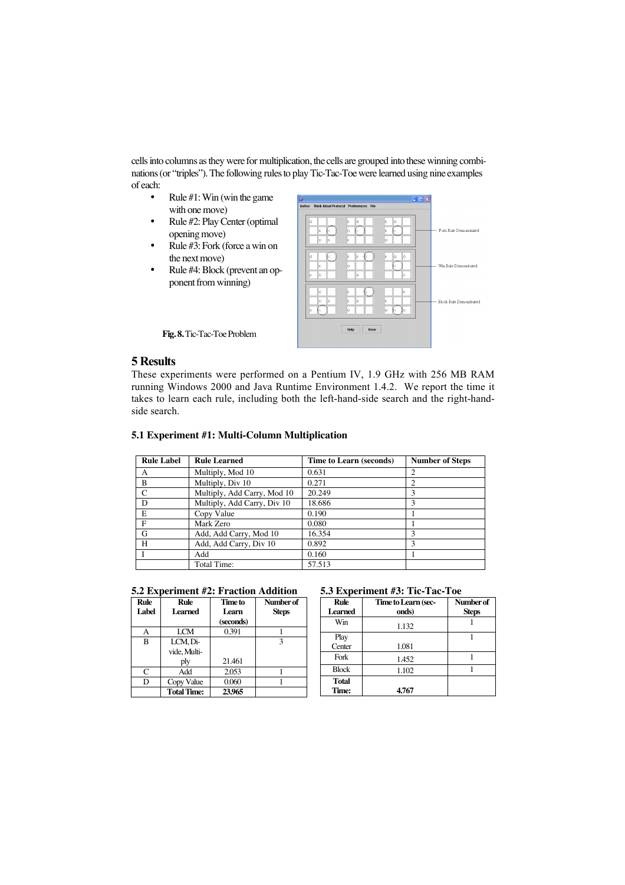cells into columns as they were for multiplication, the cells are grouped into these winning combinations (or "triples"). The following rules to play Tic-Tac-Toe were learned using nine examples of each:

- Rule #1: Win (win the game with one move)
- Rule #2: Play Center (optimal opening move)
- Rule #3: Fork (force a win on the next move)
- Rule #4: Block (prevent an opponent from winning)

**Fig. 8.** Tic-Tac-Toe Problem

## 5 Results

These experiments were performed on a Pentium IV, 1.9 GHz with 256 MB RAM running Windows 2000 and Java Runtime Environment 1.4.2. We report the time it takes to learn each rule, including both the left-hand-side search and the right-hand-side search.

### 5.1 Experiment #1: Multi-Column Multiplication

| Rule Label | Rule Learned | Time to Learn (seconds) | Number of Steps |
|---|---|---|---|
| A | Multiply, Mod 10 | 0.631 | 2 |
| B | Multiply, Div 10 | 0.271 | 2 |
| C | Multiply, Add Carry, Mod 10 | 20.249 | 3 |
| D | Multiply, Add Carry, Div 10 | 18.686 | 3 |
| E | Copy Value | 0.190 | 1 |
| F | Mark Zero | 0.080 | 1 |
| G | Add, Add Carry, Mod 10 | 16.354 | 3 |
| H | Add, Add Carry, Div 10 | 0.892 | 3 |
| I | Add | 0.160 | 1 |
| | Total Time: | 57.513 | |

### 5.2 Experiment #2: Fraction Addition

| Rule Label | Rule Learned | Time to Learn (seconds) | Number of Steps |
|---|---|---|---|
| A | LCM | 0.391 | 1 |
| B | LCM, Divide, Multiply | 21.461 | 3 |
| C | Add | 2.053 | 1 |
| D | Copy Value | 0.060 | 1 |
| | **Total Time:** | **23.965** | |

### 5.3 Experiment #3: Tic-Tac-Toe

| Rule Learned | Time to Learn (seconds) | Number of Steps |
|---|---|---|
| Win | 1.132 | 1 |
| Play Center | 1.081 | 1 |
| Fork | 1.452 | 1 |
| Block | 1.102 | 1 |
| **Total Time:** | **4.767** | |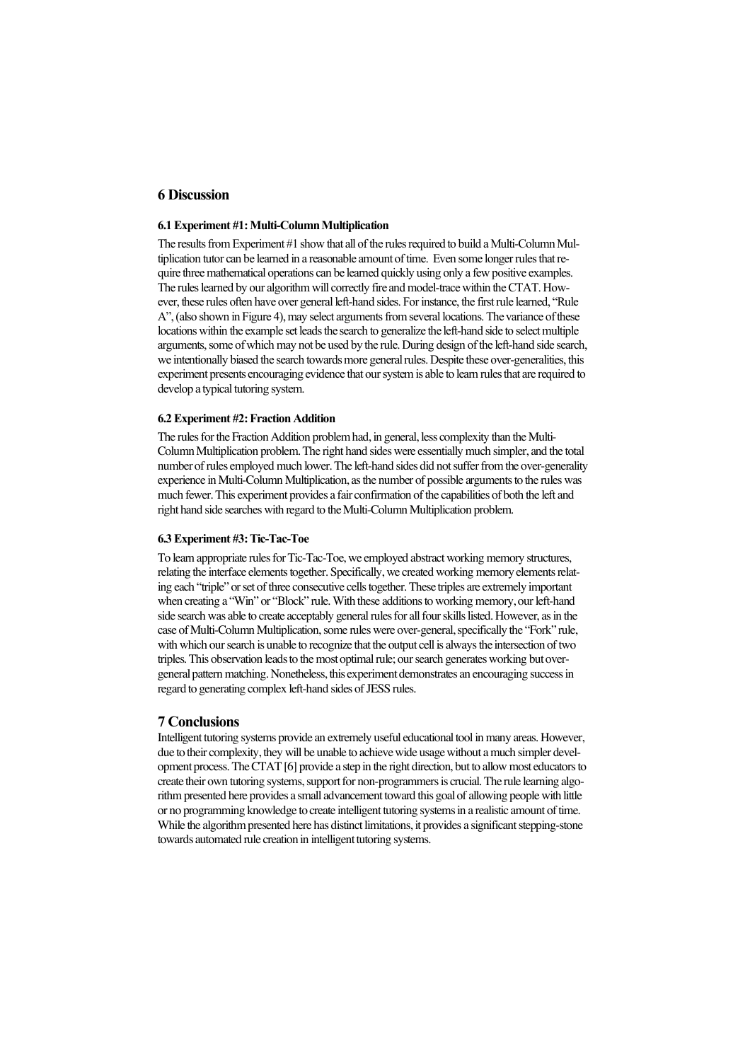## 6 Discussion

### 6.1 Experiment #1: Multi-Column Multiplication

The results from Experiment #1 show that all of the rules required to build a Multi-Column Multiplication tutor can be learned in a reasonable amount of time. Even some longer rules that require three mathematical operations can be learned quickly using only a few positive examples. The rules learned by our algorithm will correctly fire and model-trace within the CTAT. However, these rules often have over general left-hand sides. For instance, the first rule learned, "Rule A", (also shown in Figure 4), may select arguments from several locations. The variance of these locations within the example set leads the search to generalize the left-hand side to select multiple arguments, some of which may not be used by the rule. During design of the left-hand side search, we intentionally biased the search towards more general rules. Despite these over-generalities, this experiment presents encouraging evidence that our system is able to learn rules that are required to develop a typical tutoring system.

### 6.2 Experiment #2: Fraction Addition

The rules for the Fraction Addition problem had, in general, less complexity than the Multi-Column Multiplication problem. The right hand sides were essentially much simpler, and the total number of rules employed much lower. The left-hand sides did not suffer from the over-generality experience in Multi-Column Multiplication, as the number of possible arguments to the rules was much fewer. This experiment provides a fair confirmation of the capabilities of both the left and right hand side searches with regard to the Multi-Column Multiplication problem.

### 6.3 Experiment #3: Tic-Tac-Toe

To learn appropriate rules for Tic-Tac-Toe, we employed abstract working memory structures, relating the interface elements together. Specifically, we created working memory elements relating each "triple" or set of three consecutive cells together. These triples are extremely important when creating a "Win" or "Block" rule. With these additions to working memory, our left-hand side search was able to create acceptably general rules for all four skills listed. However, as in the case of Multi-Column Multiplication, some rules were over-general, specifically the "Fork" rule, with which our search is unable to recognize that the output cell is always the intersection of two triples. This observation leads to the most optimal rule; our search generates working but over-general pattern matching. Nonetheless, this experiment demonstrates an encouraging success in regard to generating complex left-hand sides of JESS rules.

## 7 Conclusions

Intelligent tutoring systems provide an extremely useful educational tool in many areas. However, due to their complexity, they will be unable to achieve wide usage without a much simpler development process. The CTAT [6] provide a step in the right direction, but to allow most educators to create their own tutoring systems, support for non-programmers is crucial. The rule learning algorithm presented here provides a small advancement toward this goal of allowing people with little or no programming knowledge to create intelligent tutoring systems in a realistic amount of time. While the algorithm presented here has distinct limitations, it provides a significant stepping-stone towards automated rule creation in intelligent tutoring systems.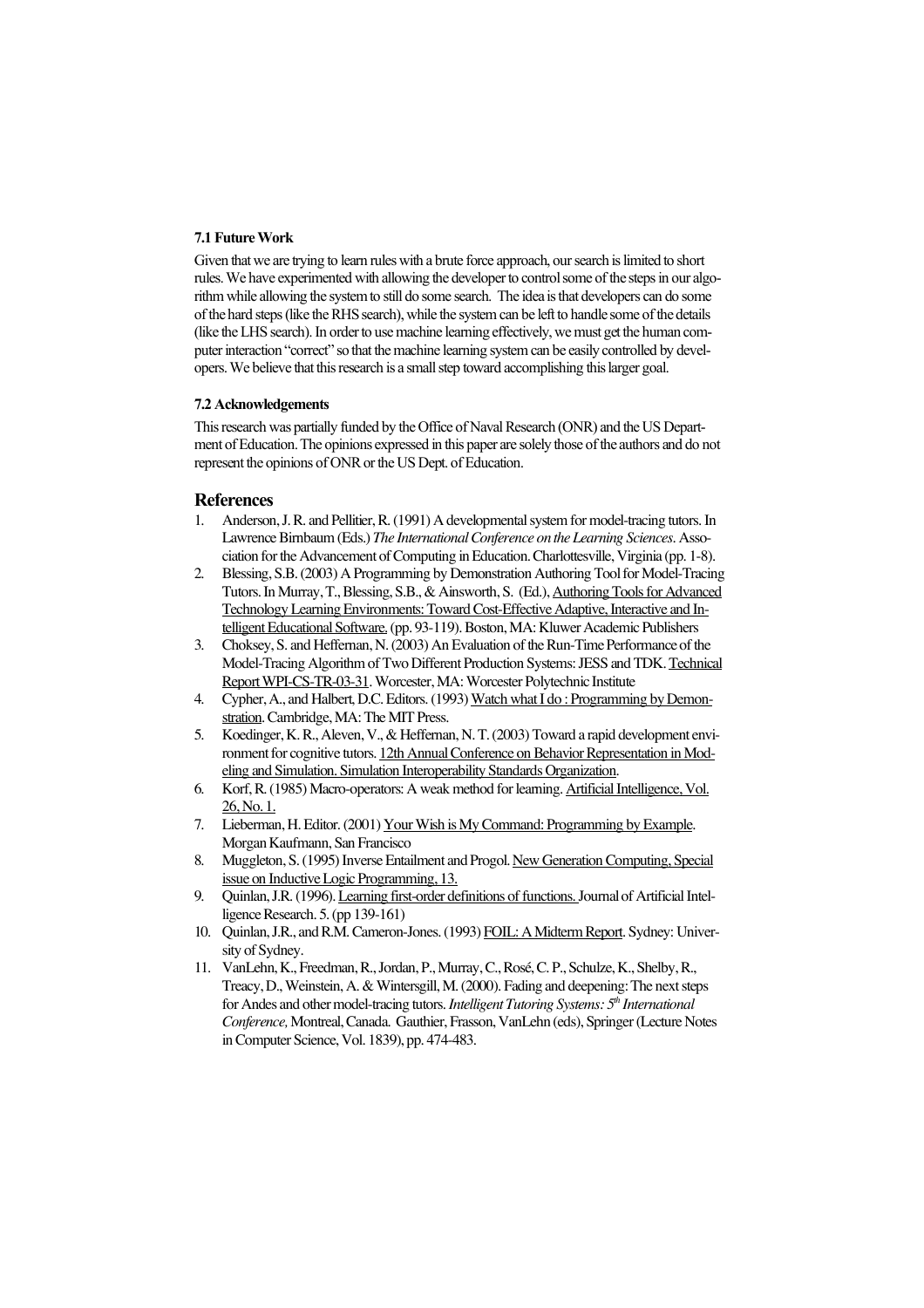### 7.1 Future Work

Given that we are trying to learn rules with a brute force approach, our search is limited to short rules. We have experimented with allowing the developer to control some of the steps in our algorithm while allowing the system to still do some search. The idea is that developers can do some of the hard steps (like the RHS search), while the system can be left to handle some of the details (like the LHS search). In order to use machine learning effectively, we must get the human computer interaction "correct" so that the machine learning system can be easily controlled by developers. We believe that this research is a small step toward accomplishing this larger goal.

### 7.2 Acknowledgements

This research was partially funded by the Office of Naval Research (ONR) and the US Department of Education. The opinions expressed in this paper are solely those of the authors and do not represent the opinions of ONR or the US Dept. of Education.

## References

1. Anderson, J. R. and Pellitier, R. (1991) A developmental system for model-tracing tutors. In Lawrence Birnbaum (Eds.) *The International Conference on the Learning Sciences*. Association for the Advancement of Computing in Education. Charlottesville, Virginia (pp. 1-8).
2. Blessing, S.B. (2003) A Programming by Demonstration Authoring Tool for Model-Tracing Tutors. In Murray, T., Blessing, S.B., & Ainsworth, S. (Ed.), Authoring Tools for Advanced Technology Learning Environments: Toward Cost-Effective Adaptive, Interactive and Intelligent Educational Software. (pp. 93-119). Boston, MA: Kluwer Academic Publishers
3. Choksey, S. and Heffernan, N. (2003) An Evaluation of the Run-Time Performance of the Model-Tracing Algorithm of Two Different Production Systems: JESS and TDK. Technical Report WPI-CS-TR-03-31. Worcester, MA: Worcester Polytechnic Institute
4. Cypher, A., and Halbert, D.C. Editors. (1993) Watch what I do : Programming by Demonstration. Cambridge, MA: The MIT Press.
5. Koedinger, K. R., Aleven, V., & Heffernan, N. T. (2003) Toward a rapid development environment for cognitive tutors. 12th Annual Conference on Behavior Representation in Modeling and Simulation. Simulation Interoperability Standards Organization.
6. Korf, R. (1985) Macro-operators: A weak method for learning. Artificial Intelligence, Vol. 26, No. 1.
7. Lieberman, H. Editor. (2001) Your Wish is My Command: Programming by Example. Morgan Kaufmann, San Francisco
8. Muggleton, S. (1995) Inverse Entailment and Progol. New Generation Computing, Special issue on Inductive Logic Programming, 13.
9. Quinlan, J.R. (1996). Learning first-order definitions of functions. Journal of Artificial Intelligence Research. 5. (pp 139-161)
10. Quinlan, J.R., and R.M. Cameron-Jones. (1993) FOIL: A Midterm Report. Sydney: University of Sydney.
11. VanLehn, K., Freedman, R., Jordan, P., Murray, C., Rosé, C. P., Schulze, K., Shelby, R., Treacy, D., Weinstein, A. & Wintersgill, M. (2000). Fading and deepening: The next steps for Andes and other model-tracing tutors. *Intelligent Tutoring Systems: 5th International Conference,* Montreal, Canada. Gauthier, Frasson, VanLehn (eds), Springer (Lecture Notes in Computer Science, Vol. 1839), pp. 474-483.